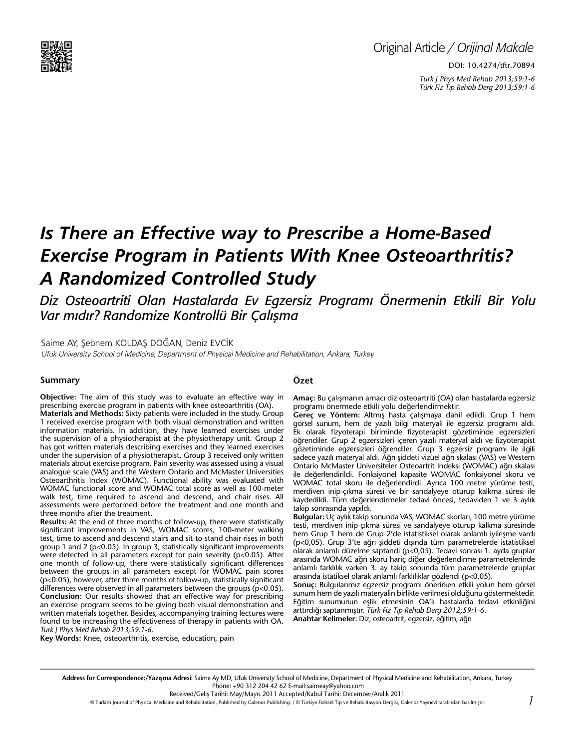Original Article / *Orijinal Makale*

DOI: 10.4274/tftr.70894

# Is There an Effective way to Prescribe a Home-Based Exercise Program in Patients With Knee Osteoarthritis? A Randomized Controlled Study

## *Diz Osteoartriti Olan Hastalarda Ev Egzersiz Programı Önermenin Etkili Bir Yolu Var mıdır? Randomize Kontrollü Bir Çalışma*

Saime AY, Şebnem KOLDAŞ DOĞAN, Deniz EVCİK

*Ufuk University School of Medicine, Department of Physical Medicine and Rehabilitation, Ankara, Turkey*

### Summary

**Objective:** The aim of this study was to evaluate an effective way in prescribing exercise program in patients with knee osteoarthritis (OA).

**Materials and Methods:** Sixty patients were included in the study. Group 1 received exercise program with both visual demonstration and written information materials. In addition, they have learned exercises under the supervision of a physiotherapist at the physiotherapy unit. Group 2 has got written materials describing exercises and they learned exercises under the supervision of a physiotherapist. Group 3 received only written materials about exercise program. Pain severity was assessed using a visual analogue scale (VAS) and the Western Ontario and McMaster Universities Osteoarthritis Index (WOMAC). Functional ability was evaluated with WOMAC functional score and WOMAC total score as well as 100-meter walk test, time required to ascend and descend, and chair rises. All assessments were performed before the treatment and one month and three months after the treatment.

**Results:** At the end of three months of follow-up, there were statistically significant improvements in VAS, WOMAC scores, 100-meter walking test, time to ascend and descend stairs and sit-to-stand chair rises in both group 1 and 2 ($p<0.05$). In group 3, statistically significant improvements were detected in all parameters except for pain severity ($p<0.05$). After one month of follow-up, there were statistically significant differences between the groups in all parameters except for WOMAC pain scores ($p<0.05$), however, after three months of follow-up, statistically significant differences were observed in all parameters between the groups ($p<0.05$).

**Conclusion:** Our results showed that an effective way for prescribing an exercise program seems to be giving both visual demonstration and written materials together. Besides, accompanying training lectures were found to be increasing the effectiveness of therapy in patients with OA. *Turk J Phys Med Rehab 2013;59:1-6.*

**Key Words:** Knee, osteoarthritis, exercise, education, pain

### Özet

**Amaç:** Bu çalışmanın amacı diz osteoartriti (OA) olan hastalarda egzersiz programı önermede etkili yolu değerlendirmektir.

**Gereç ve Yöntem:** Altmış hasta çalışmaya dahil edildi. Grup 1 hem görsel sunum, hem de yazılı bilgi materyali ile egzersiz programı aldı. Ek olarak fizyoterapi biriminde fizyoterapist gözetiminde egzersizleri öğrendiler. Grup 2 egzersizleri içeren yazılı materyal aldı ve fizyoterapist gözetiminde egzersizleri öğrendiler. Grup 3 egzersiz programı ile ilgili sadece yazılı materyal aldı. Ağrı şiddeti vizüel ağrı skalası (VAS) ve Western Ontario McMaster Universiteler Osteoartrit Indeksi (WOMAC) ağrı skalası ile değerlendirildi. Fonksiyonel kapasite WOMAC fonksiyonel skoru ve WOMAC total skoru ile değerlendirdi. Ayrıca 100 metre yürüme testi, merdiven inip-çıkma süresi ve bir sandalyeye oturup kalkma süresi ile kaydedildi. Tüm değerlendirmeler tedavi öncesi, tedaviden 1 ve 3 aylık takip sonrasında yapıldı.

**Bulgular:** Üç aylık takip sonunda VAS, WOMAC skorları, 100 metre yürüme testi, merdiven inip-çıkma süresi ve sandalyeye oturup kalkma süresinde hem Grup 1 hem de Grup 2'de istatistiksel olarak anlamlı iyileşme vardı ($p<0,05$). Grup 3'te ağrı şiddeti dışında tüm parametrelerde istatistiksel olarak anlamlı düzelme saptandı ($p<0,05$). Tedavi sonrası 1. ayda gruplar arasında WOMAC ağrı skoru hariç diğer değerlendirme parametrelerinde anlamlı farklılık varken 3. ay takip sonunda tüm parametrelerde gruplar arasında istatiksel olarak anlamlı farklılıklar gözlendi ($p<0,05$).

**Sonuç:** Bulgularımız egzersiz programı önerirken etkili yolun hem görsel sunum hem de yazılı materyalin birlikte verilmesi olduğunu göstermektedir. Eğitim sunumunun eşlik etmesinin OA'lı hastalarda tedavi etkinliğini arttırdığı saptanmıştır. *Türk Fiz Tıp Rehab Derg 2012;59:1-6.*

**Anahtar Kelimeler:** Diz, osteoartrit, egzersiz, eğitim, ağrı

---

**Address for Correspondence:/Yazışma Adresi:** Saime Ay MD, Ufuk University School of Medicine, Department of Physical Medicine and Rehabilitation, Ankara, Turkey
Phone: +90 312 204 42 62 E-mail:saimeay@yahoo.com

Received/Geliş Tarihi: May/Mayıs 2011 Accepted/Kabul Tarihi: December/Aralık 2011

© Turkish Journal of Physical Medicine and Rehabilitation, Published by Galenos Publishing. / © Türkiye Fiziksel Tıp ve Rehabilitasyon Dergisi, Galenos Yayınevi tarafından basılmıştır.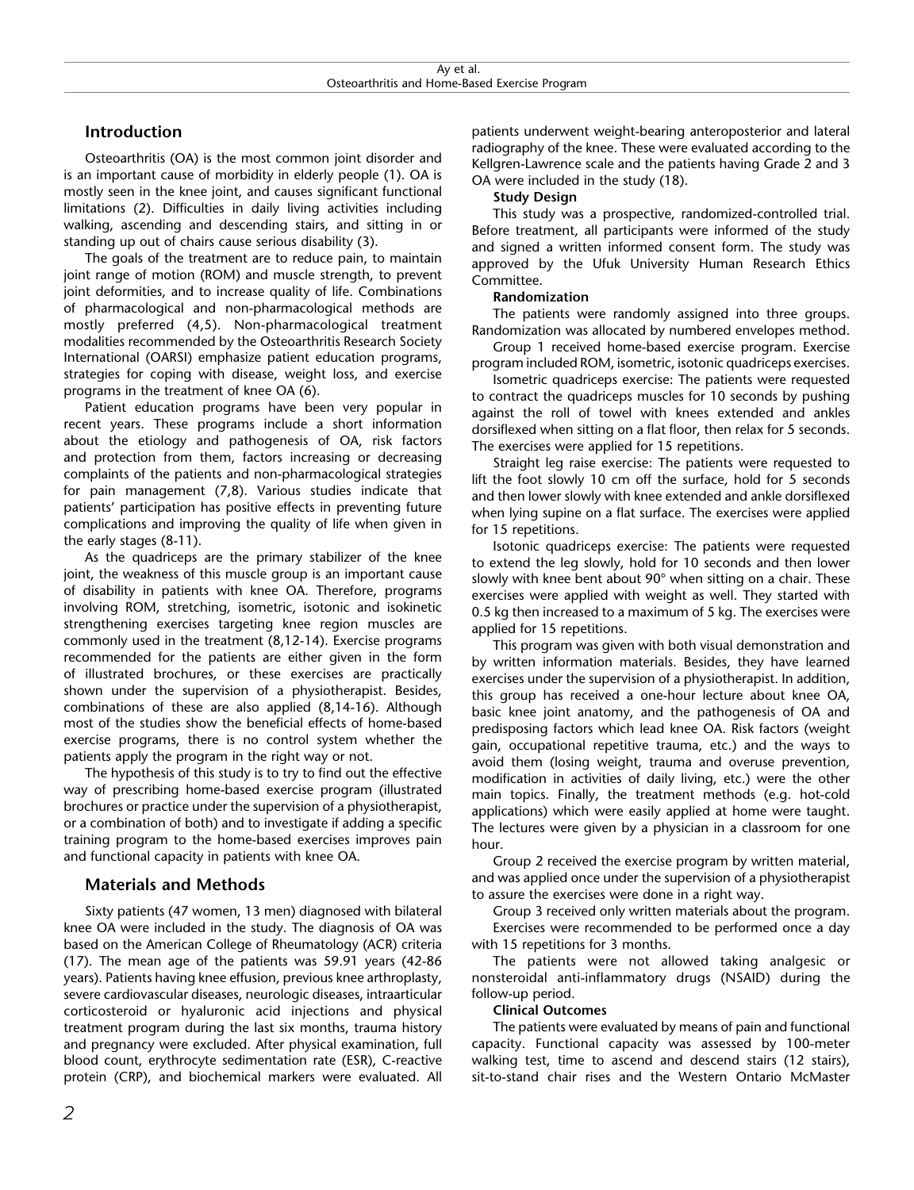## Introduction

Osteoarthritis (OA) is the most common joint disorder and is an important cause of morbidity in elderly people (1). OA is mostly seen in the knee joint, and causes significant functional limitations (2). Difficulties in daily living activities including walking, ascending and descending stairs, and sitting in or standing up out of chairs cause serious disability (3).

The goals of the treatment are to reduce pain, to maintain joint range of motion (ROM) and muscle strength, to prevent joint deformities, and to increase quality of life. Combinations of pharmacological and non-pharmacological methods are mostly preferred (4,5). Non-pharmacological treatment modalities recommended by the Osteoarthritis Research Society International (OARSI) emphasize patient education programs, strategies for coping with disease, weight loss, and exercise programs in the treatment of knee OA (6).

Patient education programs have been very popular in recent years. These programs include a short information about the etiology and pathogenesis of OA, risk factors and protection from them, factors increasing or decreasing complaints of the patients and non-pharmacological strategies for pain management (7,8). Various studies indicate that patients' participation has positive effects in preventing future complications and improving the quality of life when given in the early stages (8-11).

As the quadriceps are the primary stabilizer of the knee joint, the weakness of this muscle group is an important cause of disability in patients with knee OA. Therefore, programs involving ROM, stretching, isometric, isotonic and isokinetic strengthening exercises targeting knee region muscles are commonly used in the treatment (8,12-14). Exercise programs recommended for the patients are either given in the form of illustrated brochures, or these exercises are practically shown under the supervision of a physiotherapist. Besides, combinations of these are also applied (8,14-16). Although most of the studies show the beneficial effects of home-based exercise programs, there is no control system whether the patients apply the program in the right way or not.

The hypothesis of this study is to try to find out the effective way of prescribing home-based exercise program (illustrated brochures or practice under the supervision of a physiotherapist, or a combination of both) and to investigate if adding a specific training program to the home-based exercises improves pain and functional capacity in patients with knee OA.

## Materials and Methods

Sixty patients (47 women, 13 men) diagnosed with bilateral knee OA were included in the study. The diagnosis of OA was based on the American College of Rheumatology (ACR) criteria (17). The mean age of the patients was 59.91 years (42-86 years). Patients having knee effusion, previous knee arthroplasty, severe cardiovascular diseases, neurologic diseases, intraarticular corticosteroid or hyaluronic acid injections and physical treatment program during the last six months, trauma history and pregnancy were excluded. After physical examination, full blood count, erythrocyte sedimentation rate (ESR), C-reactive protein (CRP), and biochemical markers were evaluated. All patients underwent weight-bearing anteroposterior and lateral radiography of the knee. These were evaluated according to the Kellgren-Lawrence scale and the patients having Grade 2 and 3 OA were included in the study (18).

**Study Design**

This study was a prospective, randomized-controlled trial. Before treatment, all participants were informed of the study and signed a written informed consent form. The study was approved by the Ufuk University Human Research Ethics Committee.

**Randomization**

The patients were randomly assigned into three groups. Randomization was allocated by numbered envelopes method.

Group 1 received home-based exercise program. Exercise program included ROM, isometric, isotonic quadriceps exercises.

Isometric quadriceps exercise: The patients were requested to contract the quadriceps muscles for 10 seconds by pushing against the roll of towel with knees extended and ankles dorsiflexed when sitting on a flat floor, then relax for 5 seconds. The exercises were applied for 15 repetitions.

Straight leg raise exercise: The patients were requested to lift the foot slowly 10 cm off the surface, hold for 5 seconds and then lower slowly with knee extended and ankle dorsiflexed when lying supine on a flat surface. The exercises were applied for 15 repetitions.

Isotonic quadriceps exercise: The patients were requested to extend the leg slowly, hold for 10 seconds and then lower slowly with knee bent about 90° when sitting on a chair. These exercises were applied with weight as well. They started with 0.5 kg then increased to a maximum of 5 kg. The exercises were applied for 15 repetitions.

This program was given with both visual demonstration and by written information materials. Besides, they have learned exercises under the supervision of a physiotherapist. In addition, this group has received a one-hour lecture about knee OA, basic knee joint anatomy, and the pathogenesis of OA and predisposing factors which lead knee OA. Risk factors (weight gain, occupational repetitive trauma, etc.) and the ways to avoid them (losing weight, trauma and overuse prevention, modification in activities of daily living, etc.) were the other main topics. Finally, the treatment methods (e.g. hot-cold applications) which were easily applied at home were taught. The lectures were given by a physician in a classroom for one hour.

Group 2 received the exercise program by written material, and was applied once under the supervision of a physiotherapist to assure the exercises were done in a right way.

Group 3 received only written materials about the program.

Exercises were recommended to be performed once a day with 15 repetitions for 3 months.

The patients were not allowed taking analgesic or nonsteroidal anti-inflammatory drugs (NSAID) during the follow-up period.

**Clinical Outcomes**

The patients were evaluated by means of pain and functional capacity. Functional capacity was assessed by 100-meter walking test, time to ascend and descend stairs (12 stairs), sit-to-stand chair rises and the Western Ontario McMaster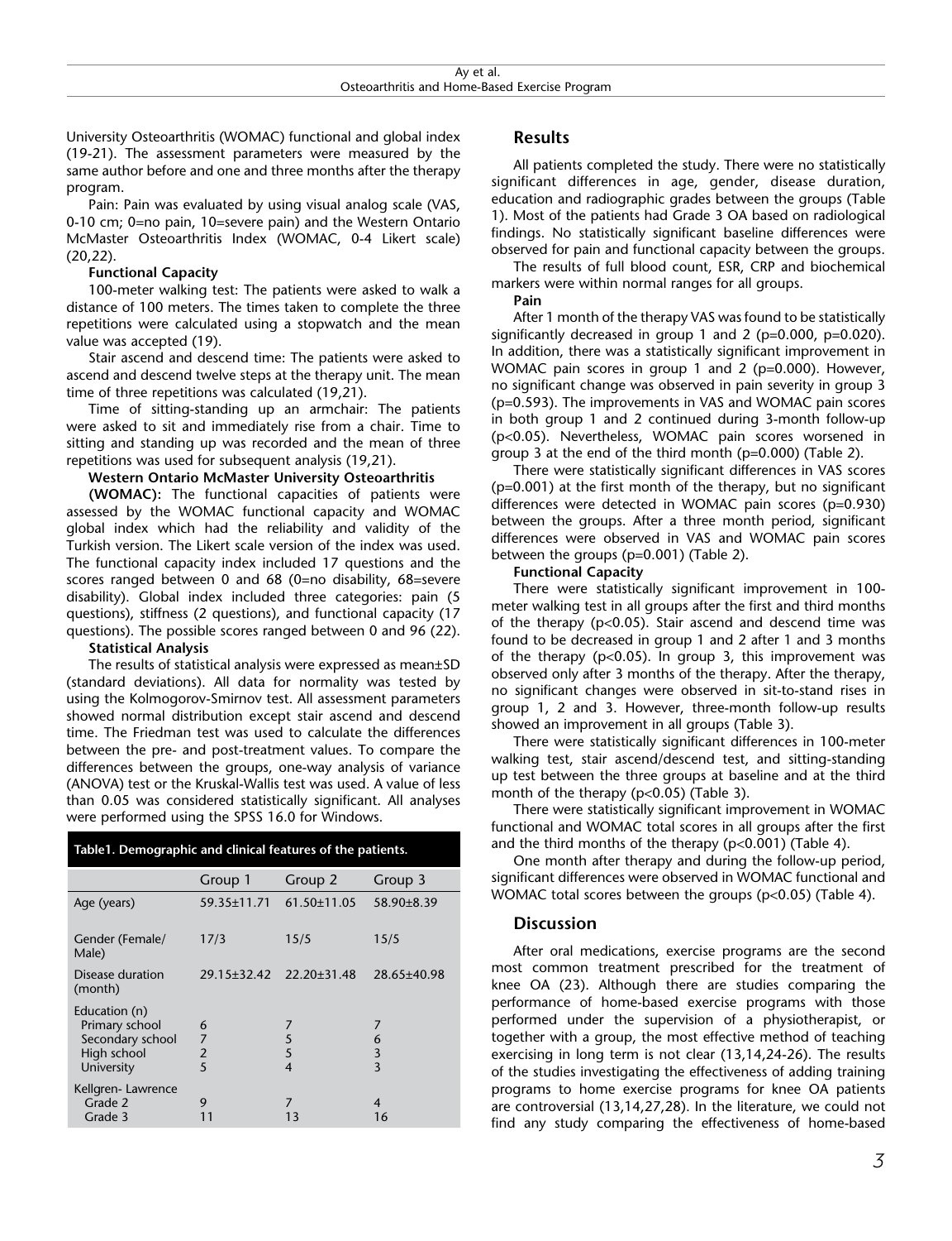University Osteoarthritis (WOMAC) functional and global index (19-21). The assessment parameters were measured by the same author before and one and three months after the therapy program.

Pain: Pain was evaluated by using visual analog scale (VAS, 0-10 cm; 0=no pain, 10=severe pain) and the Western Ontario McMaster Osteoarthritis Index (WOMAC, 0-4 Likert scale) (20,22).

**Functional Capacity**

100-meter walking test: The patients were asked to walk a distance of 100 meters. The times taken to complete the three repetitions were calculated using a stopwatch and the mean value was accepted (19).

Stair ascend and descend time: The patients were asked to ascend and descend twelve steps at the therapy unit. The mean time of three repetitions was calculated (19,21).

Time of sitting-standing up an armchair: The patients were asked to sit and immediately rise from a chair. Time to sitting and standing up was recorded and the mean of three repetitions was used for subsequent analysis (19,21).

**Western Ontario McMaster University Osteoarthritis (WOMAC):** The functional capacities of patients were assessed by the WOMAC functional capacity and WOMAC global index which had the reliability and validity of the Turkish version. The Likert scale version of the index was used. The functional capacity index included 17 questions and the scores ranged between 0 and 68 (0=no disability, 68=severe disability). Global index included three categories: pain (5 questions), stiffness (2 questions), and functional capacity (17 questions). The possible scores ranged between 0 and 96 (22).

**Statistical Analysis**

The results of statistical analysis were expressed as mean±SD (standard deviations). All data for normality was tested by using the Kolmogorov-Smirnov test. All assessment parameters showed normal distribution except stair ascend and descend time. The Friedman test was used to calculate the differences between the pre- and post-treatment values. To compare the differences between the groups, one-way analysis of variance (ANOVA) test or the Kruskal-Wallis test was used. A value of less than 0.05 was considered statistically significant. All analyses were performed using the SPSS 16.0 for Windows.

**Table1. Demographic and clinical features of the patients.**

| | Group 1 | Group 2 | Group 3 |
|---|---|---|---|
| Age (years) | 59.35±11.71 | 61.50±11.05 | 58.90±8.39 |
| Gender (Female/ Male) | 17/3 | 15/5 | 15/5 |
| Disease duration (month) | 29.15±32.42 | 22.20±31.48 | 28.65±40.98 |
| Education (n) | | | |
| Primary school | 6 | 7 | 7 |
| Secondary school | 7 | 5 | 6 |
| High school | 2 | 5 | 3 |
| University | 5 | 4 | 3 |
| Kellgren- Lawrence | | | |
| Grade 2 | 9 | 7 | 4 |
| Grade 3 | 11 | 13 | 16 |

## Results

All patients completed the study. There were no statistically significant differences in age, gender, disease duration, education and radiographic grades between the groups (Table 1). Most of the patients had Grade 3 OA based on radiological findings. No statistically significant baseline differences were observed for pain and functional capacity between the groups.

The results of full blood count, ESR, CRP and biochemical markers were within normal ranges for all groups.

**Pain**

After 1 month of the therapy VAS was found to be statistically significantly decreased in group 1 and 2 (p=0.000, p=0.020). In addition, there was a statistically significant improvement in WOMAC pain scores in group 1 and 2 (p=0.000). However, no significant change was observed in pain severity in group 3 (p=0.593). The improvements in VAS and WOMAC pain scores in both group 1 and 2 continued during 3-month follow-up (p<0.05). Nevertheless, WOMAC pain scores worsened in group 3 at the end of the third month (p=0.000) (Table 2).

There were statistically significant differences in VAS scores (p=0.001) at the first month of the therapy, but no significant differences were detected in WOMAC pain scores (p=0.930) between the groups. After a three month period, significant differences were observed in VAS and WOMAC pain scores between the groups (p=0.001) (Table 2).

**Functional Capacity**

There were statistically significant improvement in 100-meter walking test in all groups after the first and third months of the therapy (p<0.05). Stair ascend and descend time was found to be decreased in group 1 and 2 after 1 and 3 months of the therapy (p<0.05). In group 3, this improvement was observed only after 3 months of the therapy. After the therapy, no significant changes were observed in sit-to-stand rises in group 1, 2 and 3. However, three-month follow-up results showed an improvement in all groups (Table 3).

There were statistically significant differences in 100-meter walking test, stair ascend/descend test, and sitting-standing up test between the three groups at baseline and at the third month of the therapy (p<0.05) (Table 3).

There were statistically significant improvement in WOMAC functional and WOMAC total scores in all groups after the first and the third months of the therapy (p<0.001) (Table 4).

One month after therapy and during the follow-up period, significant differences were observed in WOMAC functional and WOMAC total scores between the groups (p<0.05) (Table 4).

## Discussion

After oral medications, exercise programs are the second most common treatment prescribed for the treatment of knee OA (23). Although there are studies comparing the performance of home-based exercise programs with those performed under the supervision of a physiotherapist, or together with a group, the most effective method of teaching exercising in long term is not clear (13,14,24-26). The results of the studies investigating the effectiveness of adding training programs to home exercise programs for knee OA patients are controversial (13,14,27,28). In the literature, we could not find any study comparing the effectiveness of home-based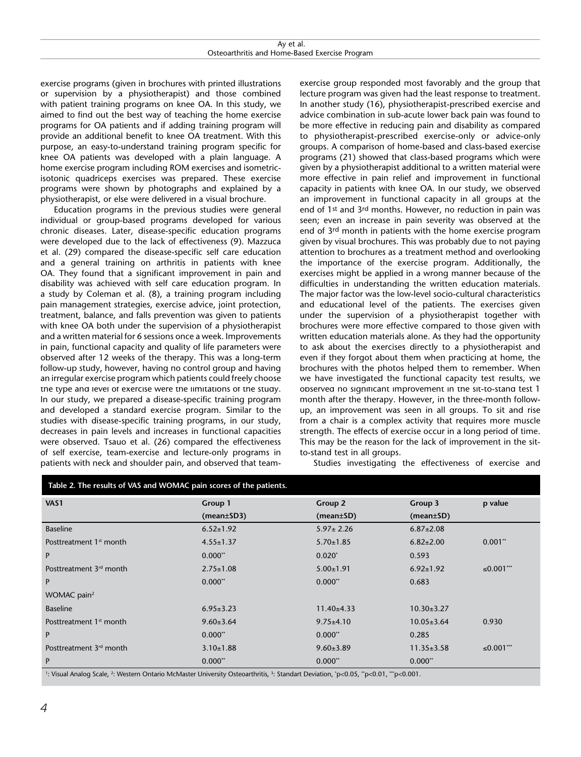exercise programs (given in brochures with printed illustrations or supervision by a physiotherapist) and those combined with patient training programs on knee OA. In this study, we aimed to find out the best way of teaching the home exercise programs for OA patients and if adding training program will provide an additional benefit to knee OA treatment. With this purpose, an easy-to-understand training program specific for knee OA patients was developed with a plain language. A home exercise program including ROM exercises and isometric-isotonic quadriceps exercises was prepared. These exercise programs were shown by photographs and explained by a physiotherapist, or else were delivered in a visual brochure.

Education programs in the previous studies were general individual or group-based programs developed for various chronic diseases. Later, disease-specific education programs were developed due to the lack of effectiveness (9). Mazzuca et al. (29) compared the disease-specific self care education and a general training on arthritis in patients with knee OA. They found that a significant improvement in pain and disability was achieved with self care education program. In a study by Coleman et al. (8), a training program including pain management strategies, exercise advice, joint protection, treatment, balance, and falls prevention was given to patients with knee OA both under the supervision of a physiotherapist and a written material for 6 sessions once a week. Improvements in pain, functional capacity and quality of life parameters were observed after 12 weeks of the therapy. This was a long-term follow-up study, however, having no control group and having an irregular exercise program which patients could freely choose the type and level of exercise were the limitations of the study. In our study, we prepared a disease-specific training program and developed a standard exercise program. Similar to the studies with disease-specific training programs, in our study, decreases in pain levels and increases in functional capacities were observed. Tsauo et al. (26) compared the effectiveness of self exercise, team-exercise and lecture-only programs in patients with neck and shoulder pain, and observed that team-exercise group responded most favorably and the group that lecture program was given had the least response to treatment. In another study (16), physiotherapist-prescribed exercise and advice combination in sub-acute lower back pain was found to be more effective in reducing pain and disability as compared to physiotherapist-prescribed exercise-only or advice-only groups. A comparison of home-based and class-based exercise programs (21) showed that class-based programs which were given by a physiotherapist additional to a written material were more effective in pain relief and improvement in functional capacity in patients with knee OA. In our study, we observed an improvement in functional capacity in all groups at the end of 1st and 3rd months. However, no reduction in pain was seen; even an increase in pain severity was observed at the end of 3rd month in patients with the home exercise program given by visual brochures. This was probably due to not paying attention to brochures as a treatment method and overlooking the importance of the exercise program. Additionally, the exercises might be applied in a wrong manner because of the difficulties in understanding the written education materials. The major factor was the low-level socio-cultural characteristics and educational level of the patients. The exercises given under the supervision of a physiotherapist together with brochures were more effective compared to those given with written education materials alone. As they had the opportunity to ask about the exercises directly to a physiotherapist and even if they forgot about them when practicing at home, the brochures with the photos helped them to remember. When we have investigated the functional capacity test results, we observed no significant improvement in the sit-to-stand test 1 month after the therapy. However, in the three-month follow-up, an improvement was seen in all groups. To sit and rise from a chair is a complex activity that requires more muscle strength. The effects of exercise occur in a long period of time. This may be the reason for the lack of improvement in the sit-to-stand test in all groups.

Studies investigating the effectiveness of exercise and

**Table 2. The results of VAS and WOMAC pain scores of the patients.**

| VAS1 | Group 1 (mean±SD3) | Group 2 (mean±SD) | Group 3 (mean±SD) | p value |
|---|---|---|---|---|
| Baseline | 6.52±1.92 | 5.97± 2.26 | 6.87±2.08 | |
| Posttreatment 1st month | 4.55±1.37 | 5.70±1.85 | 6.82±2.00 | 0.001** |
| P | 0.000** | 0.020* | 0.593 | |
| Posttreatment 3rd month | 2.75±1.08 | 5.00±1.91 | 6.92±1.92 | ≤0.001*** |
| P | 0.000** | 0.000** | 0.683 | |
| WOMAC pain2 | | | | |
| Baseline | 6.95±3.23 | 11.40±4.33 | 10.30±3.27 | |
| Posttreatment 1st month | 9.60±3.64 | 9.75±4.10 | 10.05±3.64 | 0.930 |
| P | 0.000** | 0.000** | 0.285 | |
| Posttreatment 3rd month | 3.10±1.88 | 9.60±3.89 | 11.35±3.58 | ≤0.001*** |
| P | 0.000** | 0.000** | 0.000** | |

1: Visual Analog Scale, 2: Western Ontario McMaster University Osteoarthritis, 3: Standart Deviation, *p<0.05, **p<0.01, ***p<0.001.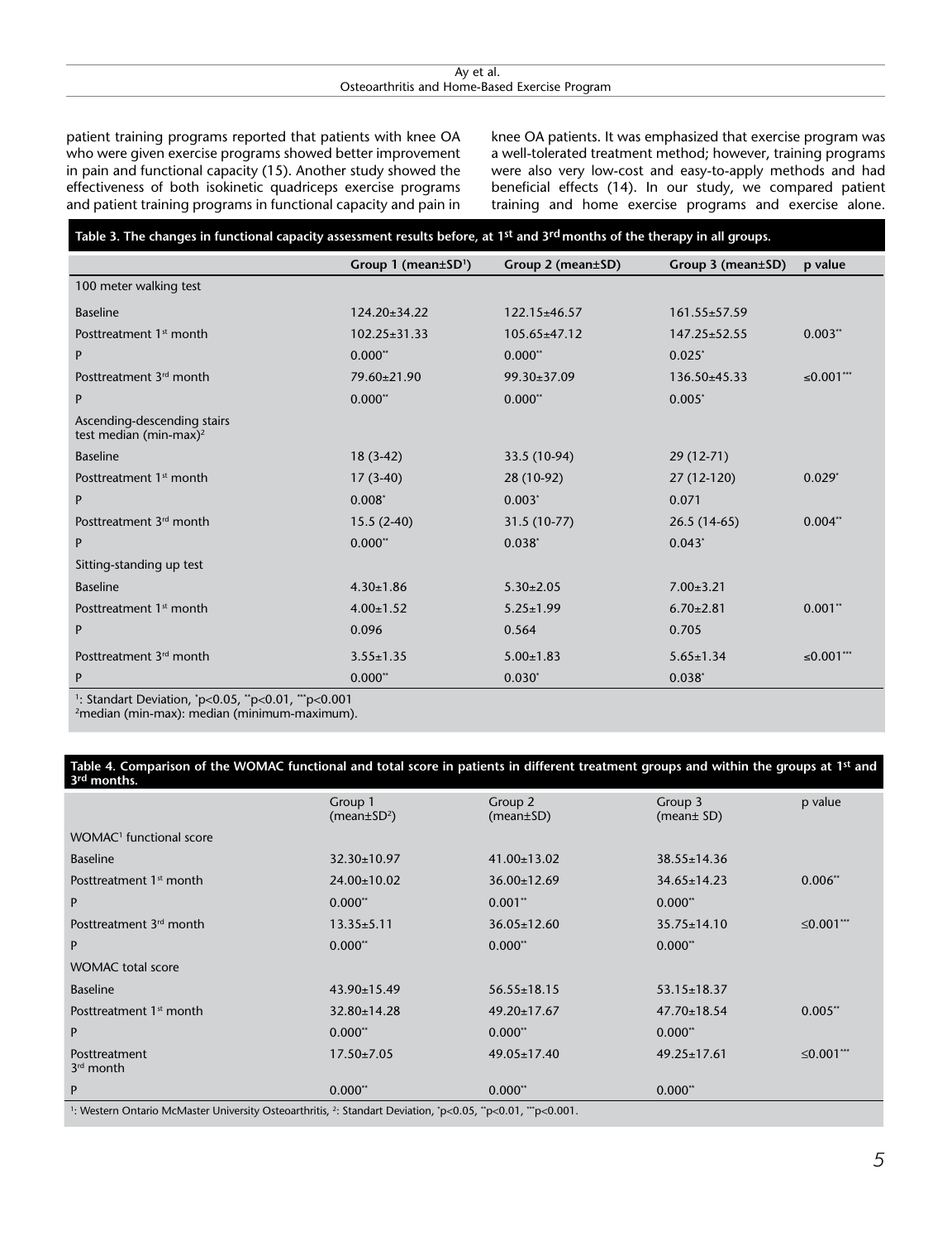patient training programs reported that patients with knee OA who were given exercise programs showed better improvement in pain and functional capacity (15). Another study showed the effectiveness of both isokinetic quadriceps exercise programs and patient training programs in functional capacity and pain in knee OA patients. It was emphasized that exercise program was a well-tolerated treatment method; however, training programs were also very low-cost and easy-to-apply methods and had beneficial effects (14). In our study, we compared patient training and home exercise programs and exercise alone.

**Table 3. The changes in functional capacity assessment results before, at 1st and 3rd months of the therapy in all groups.**

| | Group 1 (mean±SD[1]) | Group 2 (mean±SD) | Group 3 (mean±SD) | p value |
|---|---|---|---|---|
| 100 meter walking test | | | | |
| Baseline | 124.20±34.22 | 122.15±46.57 | 161.55±57.59 | |
| Posttreatment 1st month | 102.25±31.33 | 105.65±47.12 | 147.25±52.55 | 0.003** |
| P | 0.000** | 0.000** | 0.025* | |
| Posttreatment 3rd month | 79.60±21.90 | 99.30±37.09 | 136.50±45.33 | ≤0.001*** |
| P | 0.000** | 0.000** | 0.005* | |
| Ascending-descending stairs test median (min-max)[2] | | | | |
| Baseline | 18 (3-42) | 33.5 (10-94) | 29 (12-71) | |
| Posttreatment 1st month | 17 (3-40) | 28 (10-92) | 27 (12-120) | 0.029* |
| P | 0.008* | 0.003* | 0.071 | |
| Posttreatment 3rd month | 15.5 (2-40) | 31.5 (10-77) | 26.5 (14-65) | 0.004** |
| P | 0.000** | 0.038* | 0.043* | |
| Sitting-standing up test | | | | |
| Baseline | 4.30±1.86 | 5.30±2.05 | 7.00±3.21 | |
| Posttreatment 1st month | 4.00±1.52 | 5.25±1.99 | 6.70±2.81 | 0.001** |
| P | 0.096 | 0.564 | 0.705 | |
| Posttreatment 3rd month | 3.55±1.35 | 5.00±1.83 | 5.65±1.34 | ≤0.001*** |
| P | 0.000** | 0.030* | 0.038* | |

[1]: Standart Deviation, *p<0.05, **p<0.01, ***p<0.001
[2]median (min-max): median (minimum-maximum).

**Table 4. Comparison of the WOMAC functional and total score in patients in different treatment groups and within the groups at 1st and 3rd months.**

| | Group 1 (mean±SD[2]) | Group 2 (mean±SD) | Group 3 (mean± SD) | p value |
|---|---|---|---|---|
| WOMAC[1] functional score | | | | |
| Baseline | 32.30±10.97 | 41.00±13.02 | 38.55±14.36 | |
| Posttreatment 1st month | 24.00±10.02 | 36.00±12.69 | 34.65±14.23 | 0.006** |
| P | 0.000** | 0.001** | 0.000** | |
| Posttreatment 3rd month | 13.35±5.11 | 36.05±12.60 | 35.75±14.10 | ≤0.001*** |
| P | 0.000** | 0.000** | 0.000** | |
| WOMAC total score | | | | |
| Baseline | 43.90±15.49 | 56.55±18.15 | 53.15±18.37 | |
| Posttreatment 1st month | 32.80±14.28 | 49.20±17.67 | 47.70±18.54 | 0.005** |
| P | 0.000** | 0.000** | 0.000** | |
| Posttreatment 3rd month | 17.50±7.05 | 49.05±17.40 | 49.25±17.61 | ≤0.001*** |
| P | 0.000** | 0.000** | 0.000** | |

[1]: Western Ontario McMaster University Osteoarthritis, [2]: Standart Deviation, *p<0.05, **p<0.01, ***p<0.001.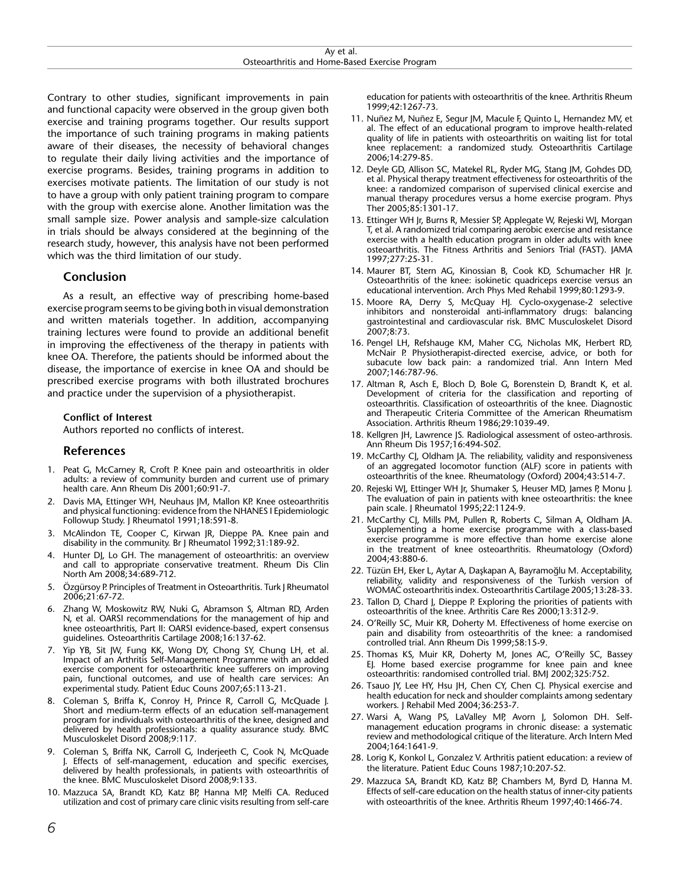Contrary to other studies, significant improvements in pain and functional capacity were observed in the group given both exercise and training programs together. Our results support the importance of such training programs in making patients aware of their diseases, the necessity of behavioral changes to regulate their daily living activities and the importance of exercise programs. Besides, training programs in addition to exercises motivate patients. The limitation of our study is not to have a group with only patient training program to compare with the group with exercise alone. Another limitation was the small sample size. Power analysis and sample-size calculation in trials should be always considered at the beginning of the research study, however, this analysis have not been performed which was the third limitation of our study.

## Conclusion

As a result, an effective way of prescribing home-based exercise program seems to be giving both in visual demonstration and written materials together. In addition, accompanying training lectures were found to provide an additional benefit in improving the effectiveness of the therapy in patients with knee OA. Therefore, the patients should be informed about the disease, the importance of exercise in knee OA and should be prescribed exercise programs with both illustrated brochures and practice under the supervision of a physiotherapist.

### Conflict of Interest

Authors reported no conflicts of interest.

## References

1. Peat G, McCarney R, Croft P. Knee pain and osteoarthritis in older adults: a review of community burden and current use of primary health care. Ann Rheum Dis 2001;60:91-7.
2. Davis MA, Ettinger WH, Neuhaus JM, Mallon KP. Knee osteoarthritis and physical functioning: evidence from the NHANES I Epidemiologic Followup Study. J Rheumatol 1991;18:591-8.
3. McAlindon TE, Cooper C, Kirwan JR, Dieppe PA. Knee pain and disability in the community. Br J Rheumatol 1992;31:189-92.
4. Hunter DJ, Lo GH. The management of osteoarthritis: an overview and call to appropriate conservative treatment. Rheum Dis Clin North Am 2008;34:689-712.
5. Özgürsoy P. Principles of Treatment in Osteoarthritis. Turk J Rheumatol 2006;21:67-72.
6. Zhang W, Moskowitz RW, Nuki G, Abramson S, Altman RD, Arden N, et al. OARSI recommendations for the management of hip and knee osteoarthritis, Part II: OARSI evidence-based, expert consensus guidelines. Osteoarthritis Cartilage 2008;16:137-62.
7. Yip YB, Sit JW, Fung KK, Wong DY, Chong SY, Chung LH, et al. Impact of an Arthritis Self-Management Programme with an added exercise component for osteoarthritic knee sufferers on improving pain, functional outcomes, and use of health care services: An experimental study. Patient Educ Couns 2007;65:113-21.
8. Coleman S, Briffa K, Conroy H, Prince R, Carroll G, McQuade J. Short and medium-term effects of an education self-management program for individuals with osteoarthritis of the knee, designed and delivered by health professionals: a quality assurance study. BMC Musculoskelet Disord 2008;9:117.
9. Coleman S, Briffa NK, Carroll G, Inderjeeth C, Cook N, McQuade J. Effects of self-management, education and specific exercises, delivered by health professionals, in patients with osteoarthritis of the knee. BMC Musculoskelet Disord 2008;9:133.
10. Mazzuca SA, Brandt KD, Katz BP, Hanna MP, Melfi CA. Reduced utilization and cost of primary care clinic visits resulting from self-care education for patients with osteoarthritis of the knee. Arthritis Rheum 1999;42:1267-73.
11. Nuñez M, Nuñez E, Segur JM, Macule F, Quinto L, Hernandez MV, et al. The effect of an educational program to improve health-related quality of life in patients with osteoarthritis on waiting list for total knee replacement: a randomized study. Osteoarthritis Cartilage 2006;14:279-85.
12. Deyle GD, Allison SC, Matekel RL, Ryder MG, Stang JM, Gohdes DD, et al. Physical therapy treatment effectiveness for osteoarthritis of the knee: a randomized comparison of supervised clinical exercise and manual therapy procedures versus a home exercise program. Phys Ther 2005;85:1301-17.
13. Ettinger WH Jr, Burns R, Messier SP, Applegate W, Rejeski WJ, Morgan T, et al. A randomized trial comparing aerobic exercise and resistance exercise with a health education program in older adults with knee osteoarthritis. The Fitness Arthritis and Seniors Trial (FAST). JAMA 1997;277:25-31.
14. Maurer BT, Stern AG, Kinossian B, Cook KD, Schumacher HR Jr. Osteoarthritis of the knee: isokinetic quadriceps exercise versus an educational intervention. Arch Phys Med Rehabil 1999;80:1293-9.
15. Moore RA, Derry S, McQuay HJ. Cyclo-oxygenase-2 selective inhibitors and nonsteroidal anti-inflammatory drugs: balancing gastrointestinal and cardiovascular risk. BMC Musculoskelet Disord 2007;8:73.
16. Pengel LH, Refshauge KM, Maher CG, Nicholas MK, Herbert RD, McNair P. Physiotherapist-directed exercise, advice, or both for subacute low back pain: a randomized trial. Ann Intern Med 2007;146:787-96.
17. Altman R, Asch E, Bloch D, Bole G, Borenstein D, Brandt K, et al. Development of criteria for the classification and reporting of osteoarthritis. Classification of osteoarthritis of the knee. Diagnostic and Therapeutic Criteria Committee of the American Rheumatism Association. Arthritis Rheum 1986;29:1039-49.
18. Kellgren JH, Lawrence JS. Radiological assessment of osteo-arthrosis. Ann Rheum Dis 1957;16:494-502.
19. McCarthy CJ, Oldham JA. The reliability, validity and responsiveness of an aggregated locomotor function (ALF) score in patients with osteoarthritis of the knee. Rheumatology (Oxford) 2004;43:514-7.
20. Rejeski WJ, Ettinger WH Jr, Shumaker S, Heuser MD, James P, Monu J. The evaluation of pain in patients with knee osteoarthritis: the knee pain scale. J Rheumatol 1995;22:1124-9.
21. McCarthy CJ, Mills PM, Pullen R, Roberts C, Silman A, Oldham JA. Supplementing a home exercise programme with a class-based exercise programme is more effective than home exercise alone in the treatment of knee osteoarthritis. Rheumatology (Oxford) 2004;43:880-6.
22. Tüzün EH, Eker L, Aytar A, Daşkapan A, Bayramoğlu M. Acceptability, reliability, validity and responsiveness of the Turkish version of WOMAC osteoarthritis index. Osteoarthritis Cartilage 2005;13:28-33.
23. Tallon D, Chard J, Dieppe P. Exploring the priorities of patients with osteoarthritis of the knee. Arthritis Care Res 2000;13:312-9.
24. O'Reilly SC, Muir KR, Doherty M. Effectiveness of home exercise on pain and disability from osteoarthritis of the knee: a randomised controlled trial. Ann Rheum Dis 1999;58:15-9.
25. Thomas KS, Muir KR, Doherty M, Jones AC, O'Reilly SC, Bassey EJ. Home based exercise programme for knee pain and knee osteoarthritis: randomised controlled trial. BMJ 2002;325:752.
26. Tsauo JY, Lee HY, Hsu JH, Chen CY, Chen CJ. Physical exercise and health education for neck and shoulder complaints among sedentary workers. J Rehabil Med 2004;36:253-7.
27. Warsi A, Wang PS, LaValley MP, Avorn J, Solomon DH. Self-management education programs in chronic disease: a systematic review and methodological critique of the literature. Arch Intern Med 2004;164:1641-9.
28. Lorig K, Konkol L, Gonzalez V. Arthritis patient education: a review of the literature. Patient Educ Couns 1987;10:207-52.
29. Mazzuca SA, Brandt KD, Katz BP, Chambers M, Byrd D, Hanna M. Effects of self-care education on the health status of inner-city patients with osteoarthritis of the knee. Arthritis Rheum 1997;40:1466-74.